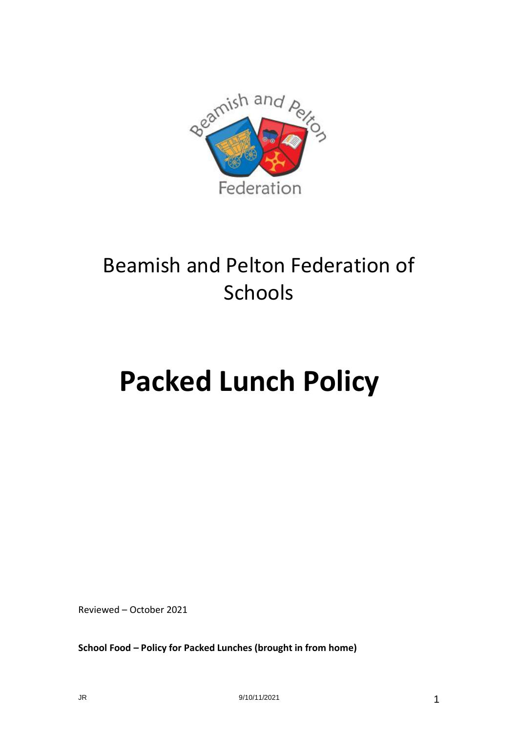# Beamish and Pelton Federation of Schools

# Packed Lunch Policy

Reviewed – October 2021

**School Food – Policy for Packed Lunches (brought in from home)**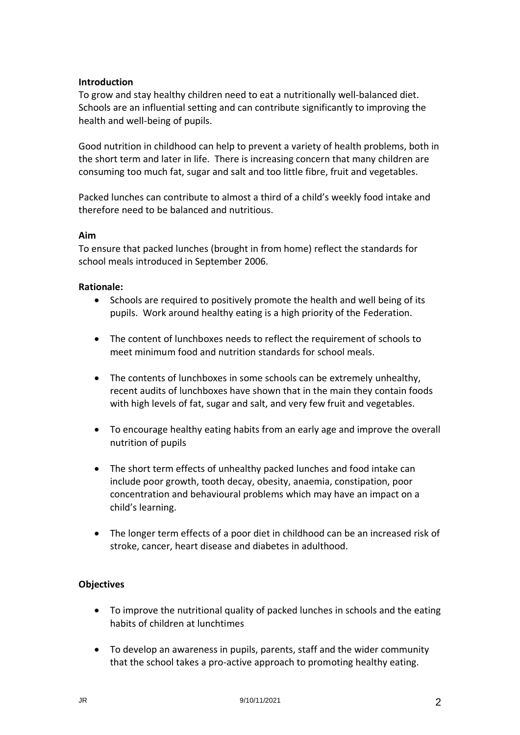**Introduction**

To grow and stay healthy children need to eat a nutritionally well-balanced diet. Schools are an influential setting and can contribute significantly to improving the health and well-being of pupils.

Good nutrition in childhood can help to prevent a variety of health problems, both in the short term and later in life. There is increasing concern that many children are consuming too much fat, sugar and salt and too little fibre, fruit and vegetables.

Packed lunches can contribute to almost a third of a child's weekly food intake and therefore need to be balanced and nutritious.

**Aim**

To ensure that packed lunches (brought in from home) reflect the standards for school meals introduced in September 2006.

**Rationale:**

- Schools are required to positively promote the health and well being of its pupils. Work around healthy eating is a high priority of the Federation.
- The content of lunchboxes needs to reflect the requirement of schools to meet minimum food and nutrition standards for school meals.
- The contents of lunchboxes in some schools can be extremely unhealthy, recent audits of lunchboxes have shown that in the main they contain foods with high levels of fat, sugar and salt, and very few fruit and vegetables.
- To encourage healthy eating habits from an early age and improve the overall nutrition of pupils
- The short term effects of unhealthy packed lunches and food intake can include poor growth, tooth decay, obesity, anaemia, constipation, poor concentration and behavioural problems which may have an impact on a child's learning.
- The longer term effects of a poor diet in childhood can be an increased risk of stroke, cancer, heart disease and diabetes in adulthood.

**Objectives**

- To improve the nutritional quality of packed lunches in schools and the eating habits of children at lunchtimes
- To develop an awareness in pupils, parents, staff and the wider community that the school takes a pro-active approach to promoting healthy eating.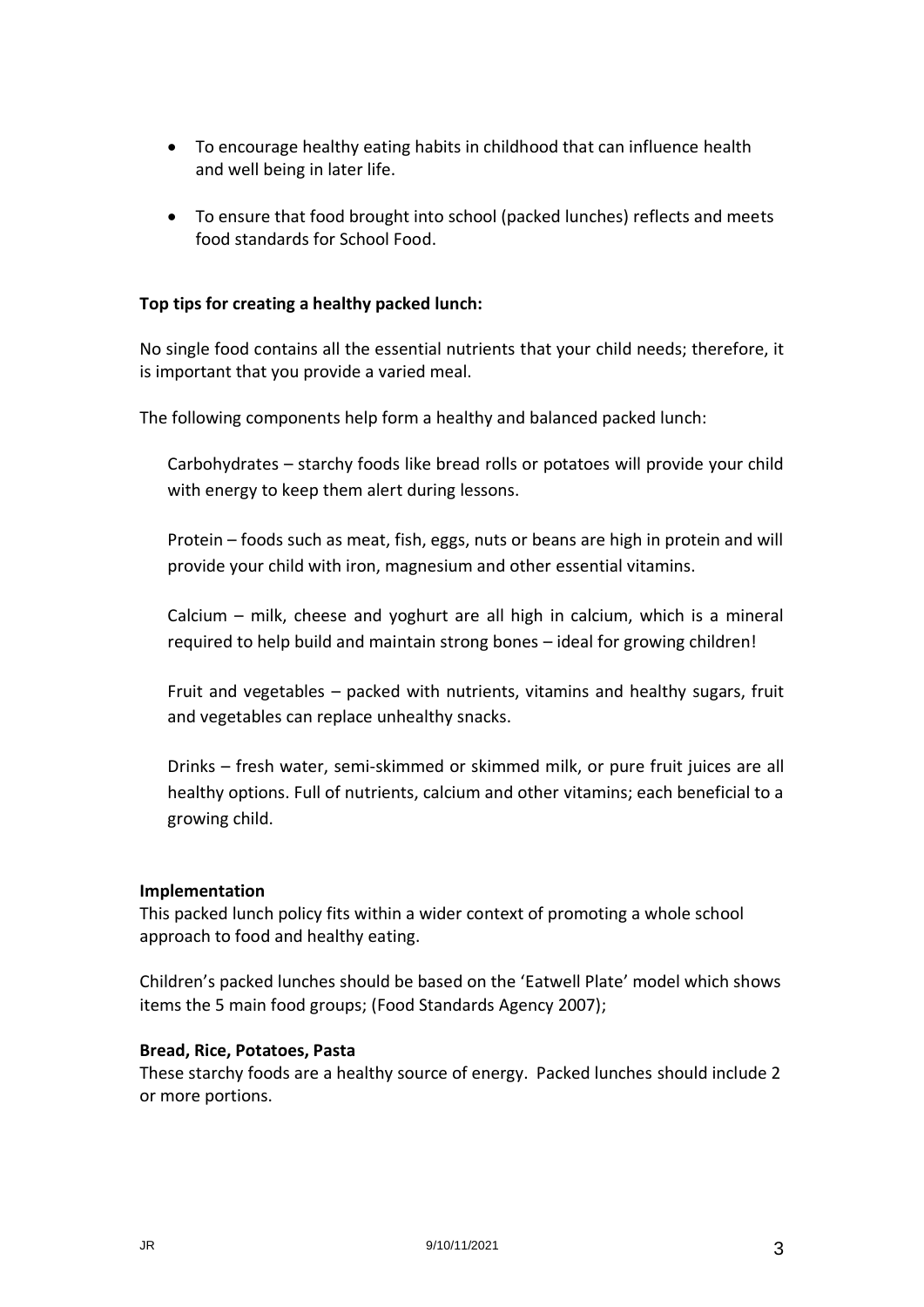- To encourage healthy eating habits in childhood that can influence health and well being in later life.
- To ensure that food brought into school (packed lunches) reflects and meets food standards for School Food.

**Top tips for creating a healthy packed lunch:**

No single food contains all the essential nutrients that your child needs; therefore, it is important that you provide a varied meal.

The following components help form a healthy and balanced packed lunch:

Carbohydrates – starchy foods like bread rolls or potatoes will provide your child with energy to keep them alert during lessons.

Protein – foods such as meat, fish, eggs, nuts or beans are high in protein and will provide your child with iron, magnesium and other essential vitamins.

Calcium – milk, cheese and yoghurt are all high in calcium, which is a mineral required to help build and maintain strong bones – ideal for growing children!

Fruit and vegetables – packed with nutrients, vitamins and healthy sugars, fruit and vegetables can replace unhealthy snacks.

Drinks – fresh water, semi-skimmed or skimmed milk, or pure fruit juices are all healthy options. Full of nutrients, calcium and other vitamins; each beneficial to a growing child.

**Implementation**

This packed lunch policy fits within a wider context of promoting a whole school approach to food and healthy eating.

Children's packed lunches should be based on the 'Eatwell Plate' model which shows items the 5 main food groups; (Food Standards Agency 2007);

**Bread, Rice, Potatoes, Pasta**

These starchy foods are a healthy source of energy. Packed lunches should include 2 or more portions.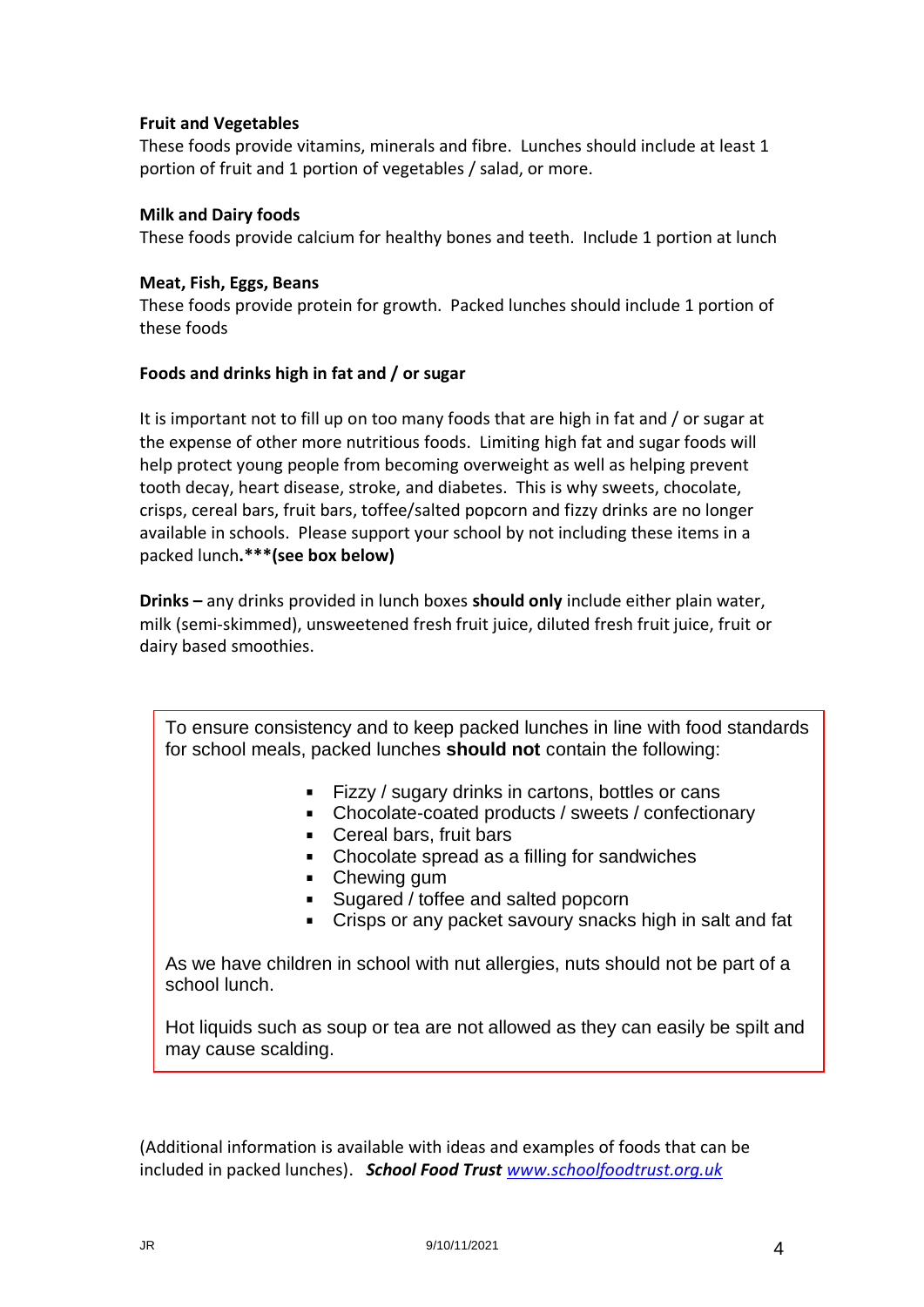**Fruit and Vegetables**
These foods provide vitamins, minerals and fibre. Lunches should include at least 1 portion of fruit and 1 portion of vegetables / salad, or more.

**Milk and Dairy foods**
These foods provide calcium for healthy bones and teeth. Include 1 portion at lunch

**Meat, Fish, Eggs, Beans**
These foods provide protein for growth. Packed lunches should include 1 portion of these foods

**Foods and drinks high in fat and / or sugar**

It is important not to fill up on too many foods that are high in fat and / or sugar at the expense of other more nutritious foods. Limiting high fat and sugar foods will help protect young people from becoming overweight as well as helping prevent tooth decay, heart disease, stroke, and diabetes. This is why sweets, chocolate, crisps, cereal bars, fruit bars, toffee/salted popcorn and fizzy drinks are no longer available in schools. Please support your school by not including these items in a packed lunch**.***(see box below)**

**Drinks –** any drinks provided in lunch boxes **should only** include either plain water, milk (semi-skimmed), unsweetened fresh fruit juice, diluted fresh fruit juice, fruit or dairy based smoothies.

To ensure consistency and to keep packed lunches in line with food standards for school meals, packed lunches **should not** contain the following:

- Fizzy / sugary drinks in cartons, bottles or cans
- Chocolate-coated products / sweets / confectionary
- Cereal bars, fruit bars
- Chocolate spread as a filling for sandwiches
- Chewing gum
- Sugared / toffee and salted popcorn
- Crisps or any packet savoury snacks high in salt and fat

As we have children in school with nut allergies, nuts should not be part of a school lunch.

Hot liquids such as soup or tea are not allowed as they can easily be spilt and may cause scalding.

(Additional information is available with ideas and examples of foods that can be included in packed lunches). ***School Food Trust*** [www.schoolfoodtrust.org.uk](http://www.schoolfoodtrust.org.uk)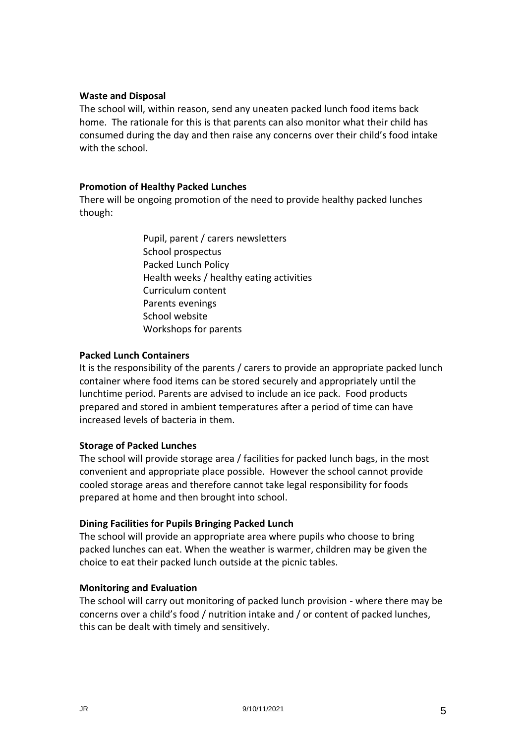**Waste and Disposal**

The school will, within reason, send any uneaten packed lunch food items back home. The rationale for this is that parents can also monitor what their child has consumed during the day and then raise any concerns over their child's food intake with the school.

**Promotion of Healthy Packed Lunches**

There will be ongoing promotion of the need to provide healthy packed lunches though:

- Pupil, parent / carers newsletters
- School prospectus
- Packed Lunch Policy
- Health weeks / healthy eating activities
- Curriculum content
- Parents evenings
- School website
- Workshops for parents

**Packed Lunch Containers**

It is the responsibility of the parents / carers to provide an appropriate packed lunch container where food items can be stored securely and appropriately until the lunchtime period. Parents are advised to include an ice pack. Food products prepared and stored in ambient temperatures after a period of time can have increased levels of bacteria in them.

**Storage of Packed Lunches**

The school will provide storage area / facilities for packed lunch bags, in the most convenient and appropriate place possible. However the school cannot provide cooled storage areas and therefore cannot take legal responsibility for foods prepared at home and then brought into school.

**Dining Facilities for Pupils Bringing Packed Lunch**

The school will provide an appropriate area where pupils who choose to bring packed lunches can eat. When the weather is warmer, children may be given the choice to eat their packed lunch outside at the picnic tables.

**Monitoring and Evaluation**

The school will carry out monitoring of packed lunch provision - where there may be concerns over a child's food / nutrition intake and / or content of packed lunches, this can be dealt with timely and sensitively.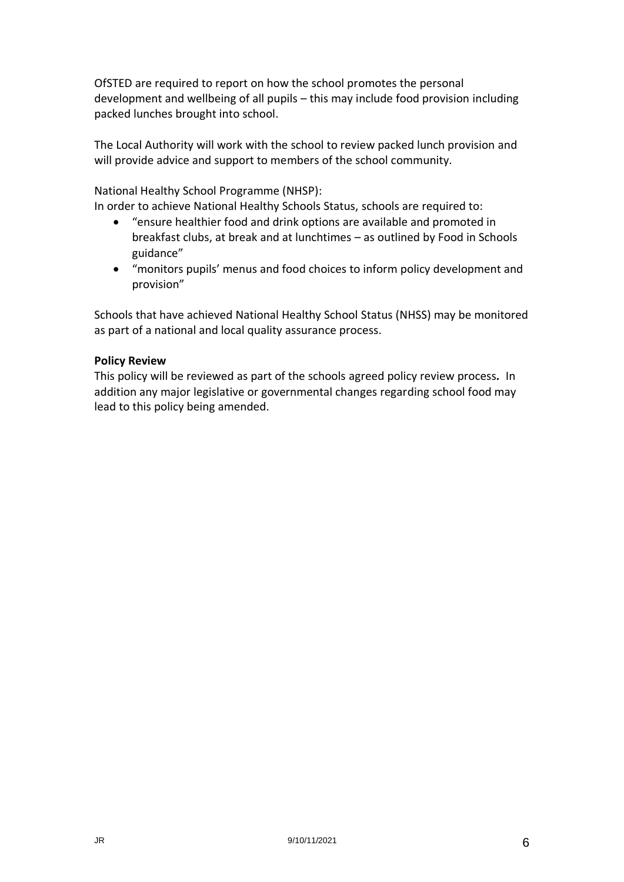OfSTED are required to report on how the school promotes the personal development and wellbeing of all pupils – this may include food provision including packed lunches brought into school.

The Local Authority will work with the school to review packed lunch provision and will provide advice and support to members of the school community.

National Healthy School Programme (NHSP):
In order to achieve National Healthy Schools Status, schools are required to:

- "ensure healthier food and drink options are available and promoted in breakfast clubs, at break and at lunchtimes – as outlined by Food in Schools guidance"
- "monitors pupils' menus and food choices to inform policy development and provision"

Schools that have achieved National Healthy School Status (NHSS) may be monitored as part of a national and local quality assurance process.

**Policy Review**
This policy will be reviewed as part of the schools agreed policy review process**.** In addition any major legislative or governmental changes regarding school food may lead to this policy being amended.